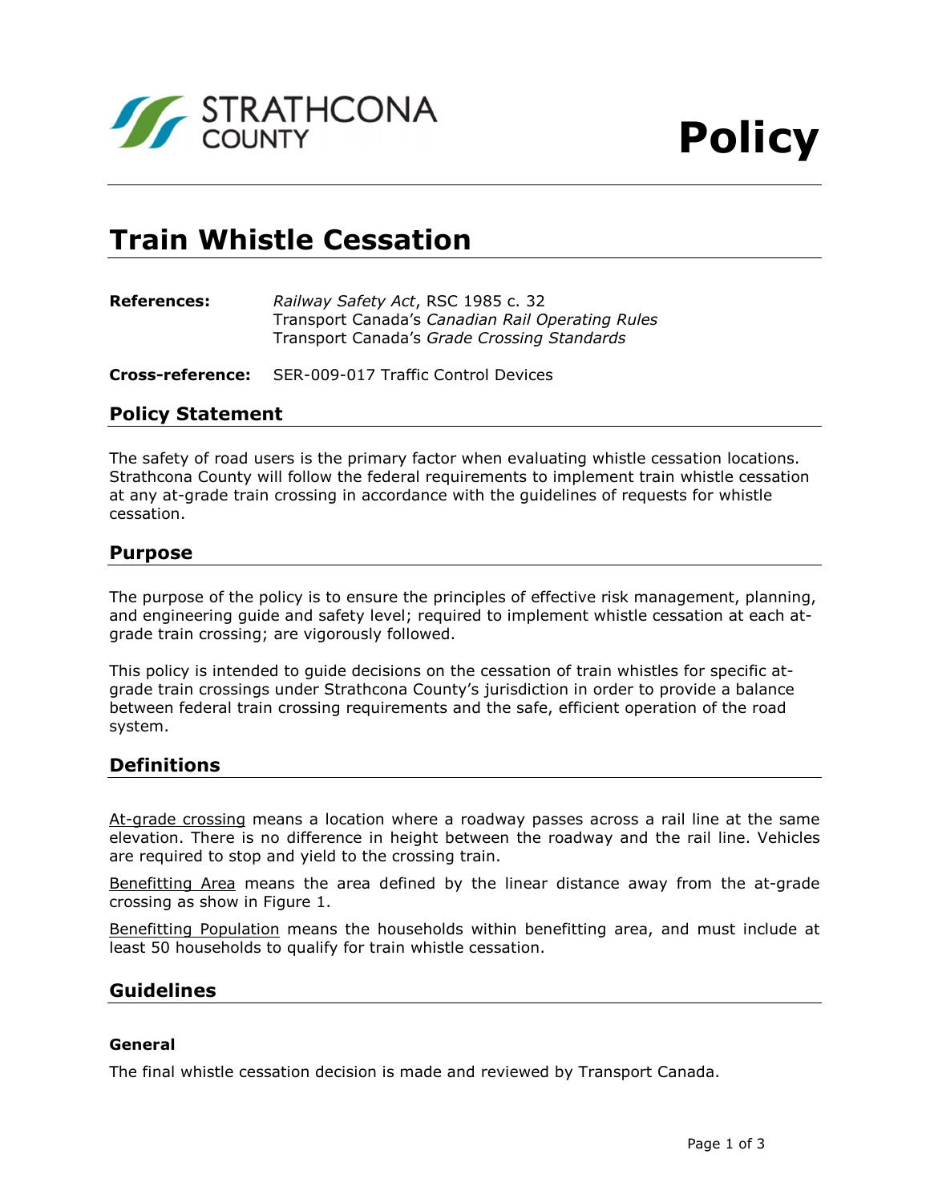STRATHCONA COUNTY

# Policy

# Train Whistle Cessation

**References:** *Railway Safety Act*, RSC 1985 c. 32
Transport Canada's *Canadian Rail Operating Rules*
Transport Canada's *Grade Crossing Standards*

**Cross-reference:** SER-009-017 Traffic Control Devices

## Policy Statement

The safety of road users is the primary factor when evaluating whistle cessation locations. Strathcona County will follow the federal requirements to implement train whistle cessation at any at-grade train crossing in accordance with the guidelines of requests for whistle cessation.

## Purpose

The purpose of the policy is to ensure the principles of effective risk management, planning, and engineering guide and safety level; required to implement whistle cessation at each at-grade train crossing; are vigorously followed.

This policy is intended to guide decisions on the cessation of train whistles for specific at-grade train crossings under Strathcona County's jurisdiction in order to provide a balance between federal train crossing requirements and the safe, efficient operation of the road system.

## Definitions

<u>At-grade crossing</u> means a location where a roadway passes across a rail line at the same elevation. There is no difference in height between the roadway and the rail line. Vehicles are required to stop and yield to the crossing train.

<u>Benefitting Area</u> means the area defined by the linear distance away from the at-grade crossing as show in Figure 1.

<u>Benefitting Population</u> means the households within benefitting area, and must include at least 50 households to qualify for train whistle cessation.

## Guidelines

### General

The final whistle cessation decision is made and reviewed by Transport Canada.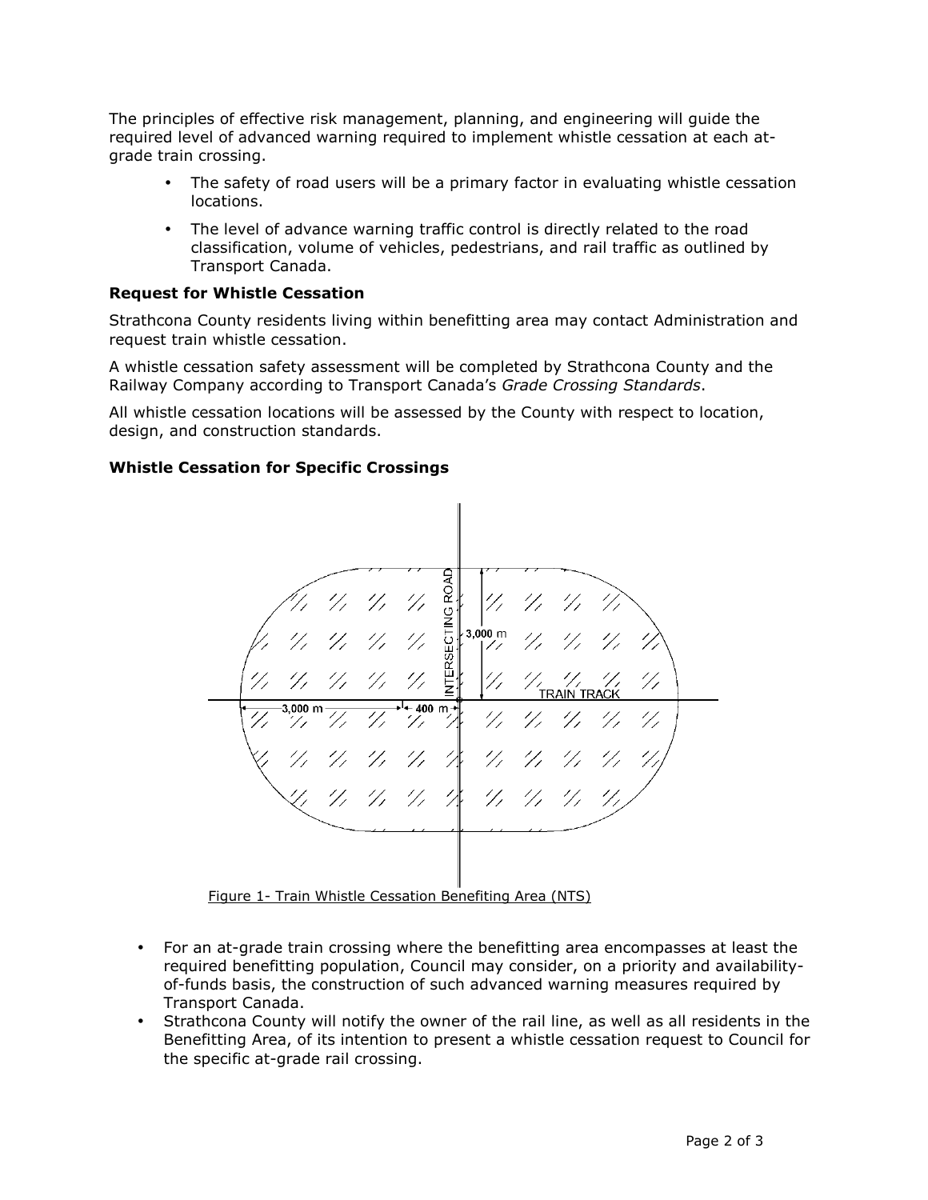The principles of effective risk management, planning, and engineering will guide the required level of advanced warning required to implement whistle cessation at each at-grade train crossing.

- The safety of road users will be a primary factor in evaluating whistle cessation locations.
- The level of advance warning traffic control is directly related to the road classification, volume of vehicles, pedestrians, and rail traffic as outlined by Transport Canada.

**Request for Whistle Cessation**

Strathcona County residents living within benefitting area may contact Administration and request train whistle cessation.

A whistle cessation safety assessment will be completed by Strathcona County and the Railway Company according to Transport Canada's *Grade Crossing Standards*.

All whistle cessation locations will be assessed by the County with respect to location, design, and construction standards.

**Whistle Cessation for Specific Crossings**

Figure 1- Train Whistle Cessation Benefiting Area (NTS)

- For an at-grade train crossing where the benefitting area encompasses at least the required benefitting population, Council may consider, on a priority and availability-of-funds basis, the construction of such advanced warning measures required by Transport Canada.
- Strathcona County will notify the owner of the rail line, as well as all residents in the Benefitting Area, of its intention to present a whistle cessation request to Council for the specific at-grade rail crossing.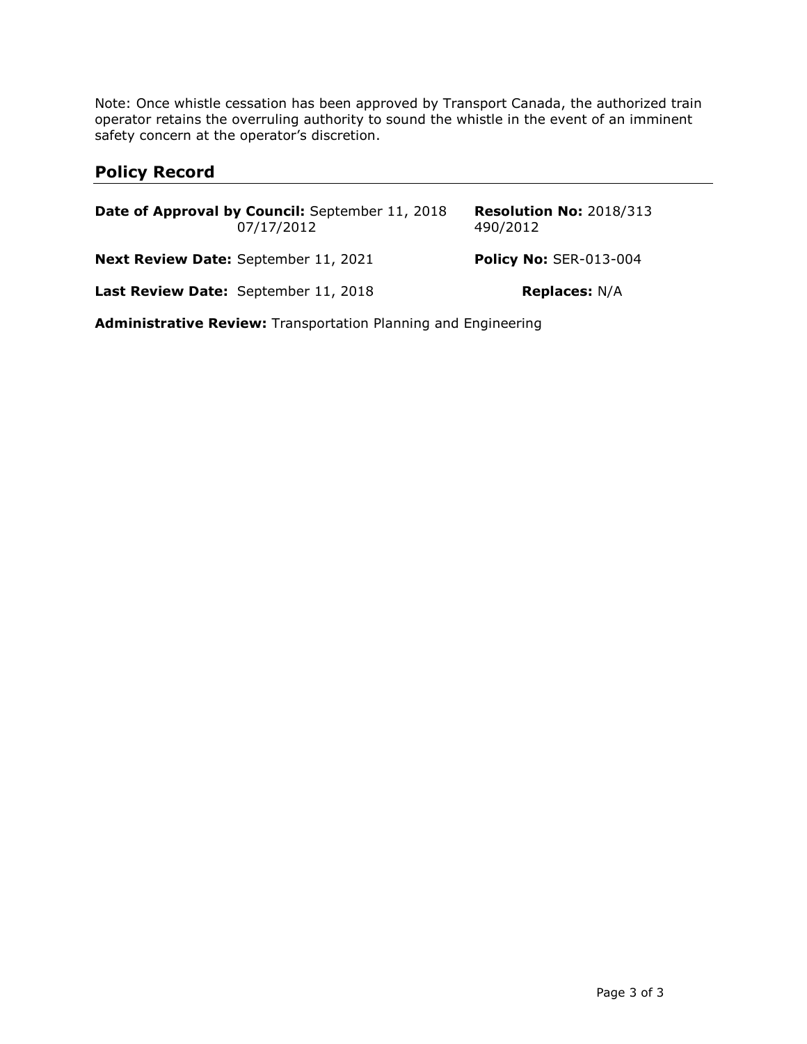Note: Once whistle cessation has been approved by Transport Canada, the authorized train operator retains the overruling authority to sound the whistle in the event of an imminent safety concern at the operator's discretion.

## Policy Record

**Date of Approval by Council:** September 11, 2018
07/17/2012

**Resolution No:** 2018/313
490/2012

**Next Review Date:** September 11, 2021

**Policy No:** SER-013-004

**Last Review Date:** September 11, 2018

**Replaces:** N/A

**Administrative Review:** Transportation Planning and Engineering